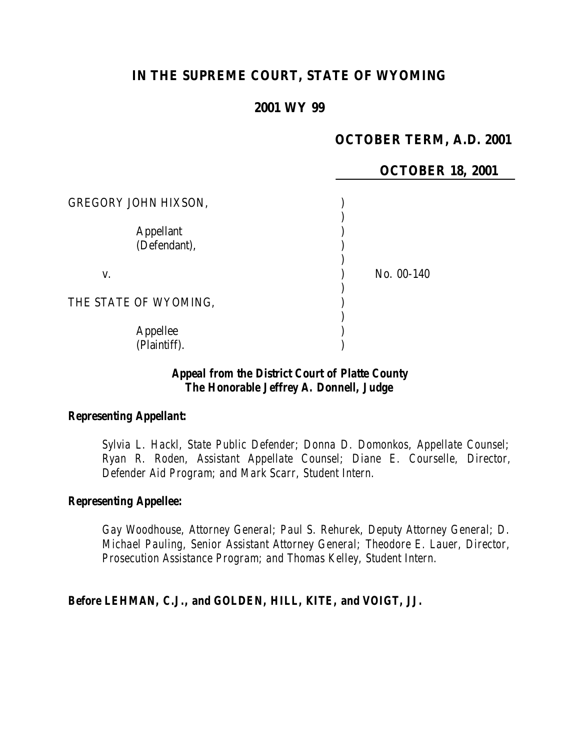# IN THE SUPREME COURT, STATE OF WYOMING

## 2001 WY 99

**OCTOBER TERM, A.D. 2001**

**OCTOBER 18, 2001**

GREGORY JOHN HIXSON,

Appellant (Defendant),

v.

THE STATE OF WYOMING,

Appellee (Plaintiff).

No. 00-140

***Appeal from the District Court of Platte County***
***The Honorable Jeffrey A. Donnell, Judge***

***Representing Appellant:***

*Sylvia L. Hackl, State Public Defender; Donna D. Domonkos, Appellate Counsel; Ryan R. Roden, Assistant Appellate Counsel; Diane E. Courselle, Director, Defender Aid Program; and Mark Scarr, Student Intern.*

***Representing Appellee:***

*Gay Woodhouse, Attorney General; Paul S. Rehurek, Deputy Attorney General; D. Michael Pauling, Senior Assistant Attorney General; Theodore E. Lauer, Director, Prosecution Assistance Program; and Thomas Kelley, Student Intern.*

***Before LEHMAN, C.J., and GOLDEN, HILL, KITE, and VOIGT, JJ.***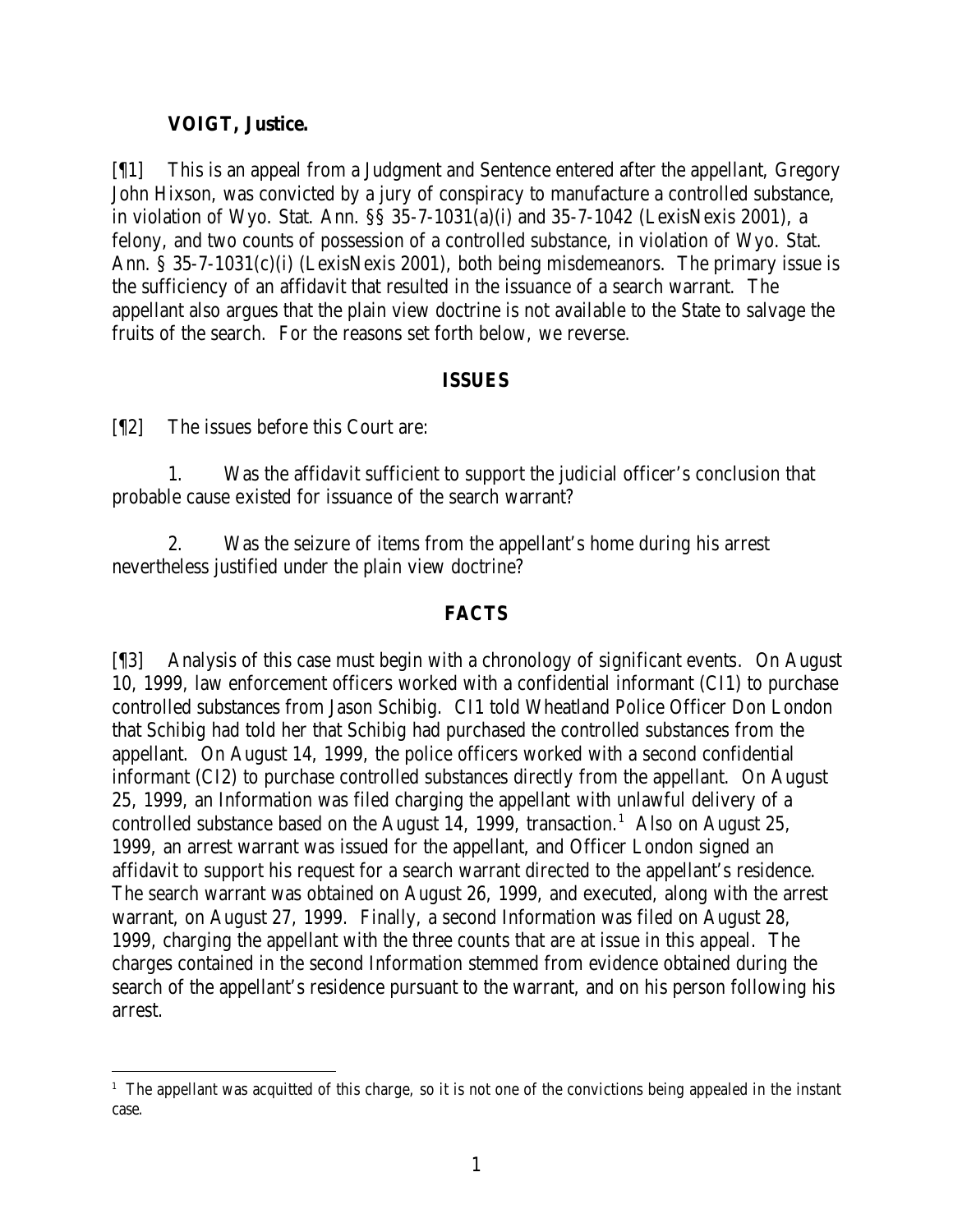**VOIGT, Justice.**

[¶1] This is an appeal from a Judgment and Sentence entered after the appellant, Gregory John Hixson, was convicted by a jury of conspiracy to manufacture a controlled substance, in violation of Wyo. Stat. Ann. §§ 35-7-1031(a)(i) and 35-7-1042 (LexisNexis 2001), a felony, and two counts of possession of a controlled substance, in violation of Wyo. Stat. Ann. § 35-7-1031(c)(i) (LexisNexis 2001), both being misdemeanors. The primary issue is the sufficiency of an affidavit that resulted in the issuance of a search warrant. The appellant also argues that the plain view doctrine is not available to the State to salvage the fruits of the search. For the reasons set forth below, we reverse.

## ISSUES

[¶2] The issues before this Court are:

1. Was the affidavit sufficient to support the judicial officer's conclusion that probable cause existed for issuance of the search warrant?

2. Was the seizure of items from the appellant's home during his arrest nevertheless justified under the plain view doctrine?

## FACTS

[¶3] Analysis of this case must begin with a chronology of significant events. On August 10, 1999, law enforcement officers worked with a confidential informant (CI1) to purchase controlled substances from Jason Schibig. CI1 told Wheatland Police Officer Don London that Schibig had told her that Schibig had purchased the controlled substances from the appellant. On August 14, 1999, the police officers worked with a second confidential informant (CI2) to purchase controlled substances directly from the appellant. On August 25, 1999, an Information was filed charging the appellant with unlawful delivery of a controlled substance based on the August 14, 1999, transaction.[1] Also on August 25, 1999, an arrest warrant was issued for the appellant, and Officer London signed an affidavit to support his request for a search warrant directed to the appellant's residence. The search warrant was obtained on August 26, 1999, and executed, along with the arrest warrant, on August 27, 1999. Finally, a second Information was filed on August 28, 1999, charging the appellant with the three counts that are at issue in this appeal. The charges contained in the second Information stemmed from evidence obtained during the search of the appellant's residence pursuant to the warrant, and on his person following his arrest.

[1] The appellant was acquitted of this charge, so it is not one of the convictions being appealed in the instant case.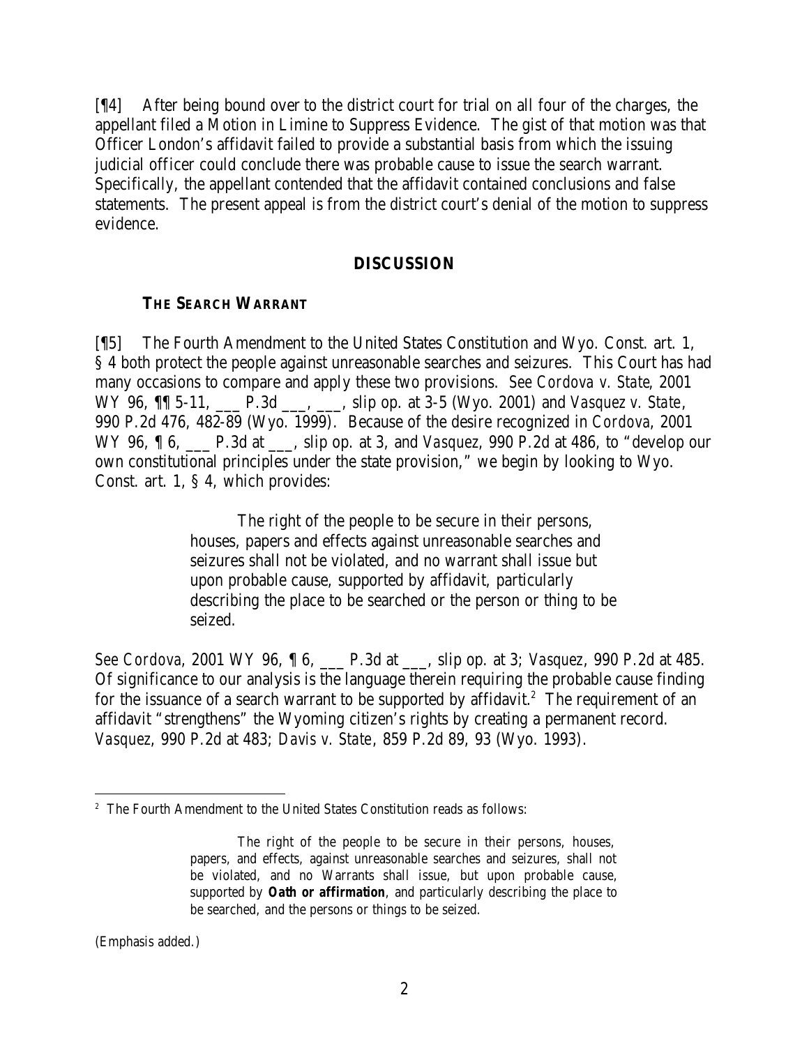[¶4] After being bound over to the district court for trial on all four of the charges, the appellant filed a Motion in Limine to Suppress Evidence. The gist of that motion was that Officer London's affidavit failed to provide a substantial basis from which the issuing judicial officer could conclude there was probable cause to issue the search warrant. Specifically, the appellant contended that the affidavit contained conclusions and false statements. The present appeal is from the district court's denial of the motion to suppress evidence.

## DISCUSSION

### THE SEARCH WARRANT

[¶5] The Fourth Amendment to the United States Constitution and Wyo. Const. art. 1, § 4 both protect the people against unreasonable searches and seizures. This Court has had many occasions to compare and apply these two provisions. *See Cordova v. State*, 2001 WY 96, ¶¶ 5-11, ___ P.3d ___, ___, slip op. at 3-5 (Wyo. 2001) and *Vasquez v. State*, 990 P.2d 476, 482-89 (Wyo. 1999). Because of the desire recognized in *Cordova*, 2001 WY 96, ¶ 6, ___ P.3d at ___, slip op. at 3, and *Vasquez*, 990 P.2d at 486, to "develop our own constitutional principles under the state provision," we begin by looking to Wyo. Const. art. 1, § 4, which provides:

> The right of the people to be secure in their persons, houses, papers and effects against unreasonable searches and seizures shall not be violated, and no warrant shall issue but upon probable cause, supported by affidavit, particularly describing the place to be searched or the person or thing to be seized.

*See Cordova*, 2001 WY 96, ¶ 6, ___ P.3d at ___, slip op. at 3; *Vasquez*, 990 P.2d at 485. Of significance to our analysis is the language therein requiring the probable cause finding for the issuance of a search warrant to be supported by affidavit.[2] The requirement of an affidavit "strengthens" the Wyoming citizen's rights by creating a permanent record. *Vasquez*, 990 P.2d at 483; *Davis v. State*, 859 P.2d 89, 93 (Wyo. 1993).

---

[2] The Fourth Amendment to the United States Constitution reads as follows:

> The right of the people to be secure in their persons, houses, papers, and effects, against unreasonable searches and seizures, shall not be violated, and no Warrants shall issue, but upon probable cause, supported by ***Oath or affirmation***, and particularly describing the place to be searched, and the persons or things to be seized.

(Emphasis added.)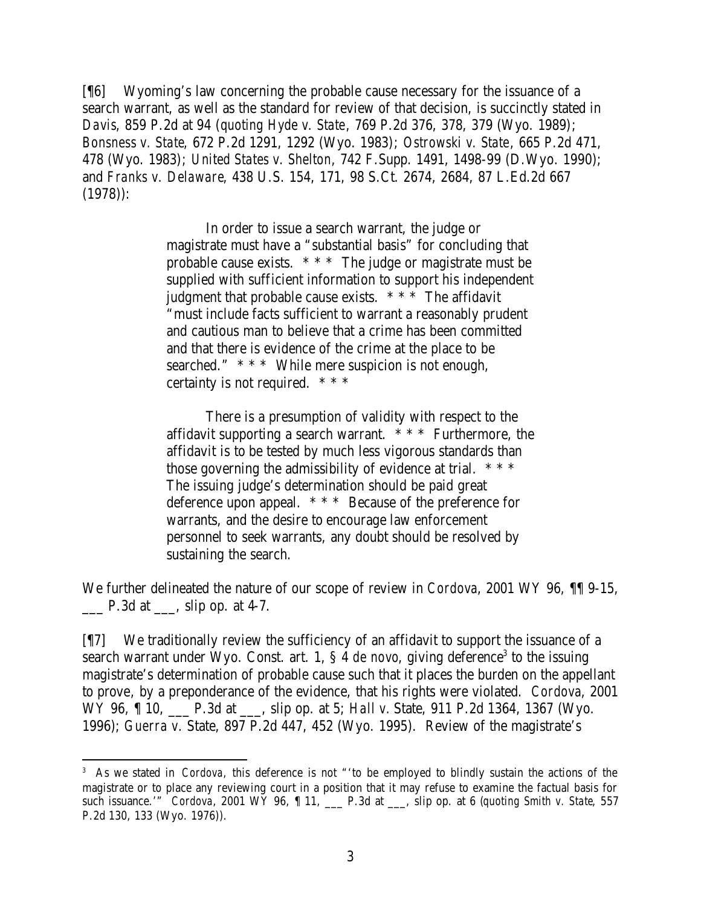[¶6] Wyoming's law concerning the probable cause necessary for the issuance of a search warrant, as well as the standard for review of that decision, is succinctly stated in *Davis*, 859 P.2d at 94 (*quoting Hyde v. State*, 769 P.2d 376, 378, 379 (Wyo. 1989); *Bonsness v. State*, 672 P.2d 1291, 1292 (Wyo. 1983); *Ostrowski v. State*, 665 P.2d 471, 478 (Wyo. 1983); *United States v. Shelton*, 742 F.Supp. 1491, 1498-99 (D.Wyo. 1990); and *Franks v. Delaware*, 438 U.S. 154, 171, 98 S.Ct. 2674, 2684, 87 L.Ed.2d 667 (1978)):

> In order to issue a search warrant, the judge or magistrate must have a "substantial basis" for concluding that probable cause exists. * * * The judge or magistrate must be supplied with sufficient information to support his independent judgment that probable cause exists. * * * The affidavit "must include facts sufficient to warrant a reasonably prudent and cautious man to believe that a crime has been committed and that there is evidence of the crime at the place to be searched." * * * While mere suspicion is not enough, certainty is not required. * * *
>
> There is a presumption of validity with respect to the affidavit supporting a search warrant. * * * Furthermore, the affidavit is to be tested by much less vigorous standards than those governing the admissibility of evidence at trial. * * * The issuing judge's determination should be paid great deference upon appeal. * * * Because of the preference for warrants, and the desire to encourage law enforcement personnel to seek warrants, any doubt should be resolved by sustaining the search.

We further delineated the nature of our scope of review in *Cordova*, 2001 WY 96, ¶¶ 9-15, ___ P.3d at ___, slip op. at 4-7.

[¶7] We traditionally review the sufficiency of an affidavit to support the issuance of a search warrant under Wyo. Const. art. 1, § 4 *de novo*, giving deference[3] to the issuing magistrate's determination of probable cause such that it places the burden on the appellant to prove, by a preponderance of the evidence, that his rights were violated. *Cordova*, 2001 WY 96, ¶ 10, ___ P.3d at ___, slip op. at 5; *Hall v. State*, 911 P.2d 1364, 1367 (Wyo. 1996); *Guerra v. State*, 897 P.2d 447, 452 (Wyo. 1995). Review of the magistrate's

---

[3] As we stated in *Cordova*, this deference is not "'to be employed to blindly sustain the actions of the magistrate or to place any reviewing court in a position that it may refuse to examine the factual basis for such issuance.'" *Cordova*, 2001 WY 96, ¶ 11, ___ P.3d at ___, slip op. at 6 (*quoting Smith v. State*, 557 P.2d 130, 133 (Wyo. 1976)).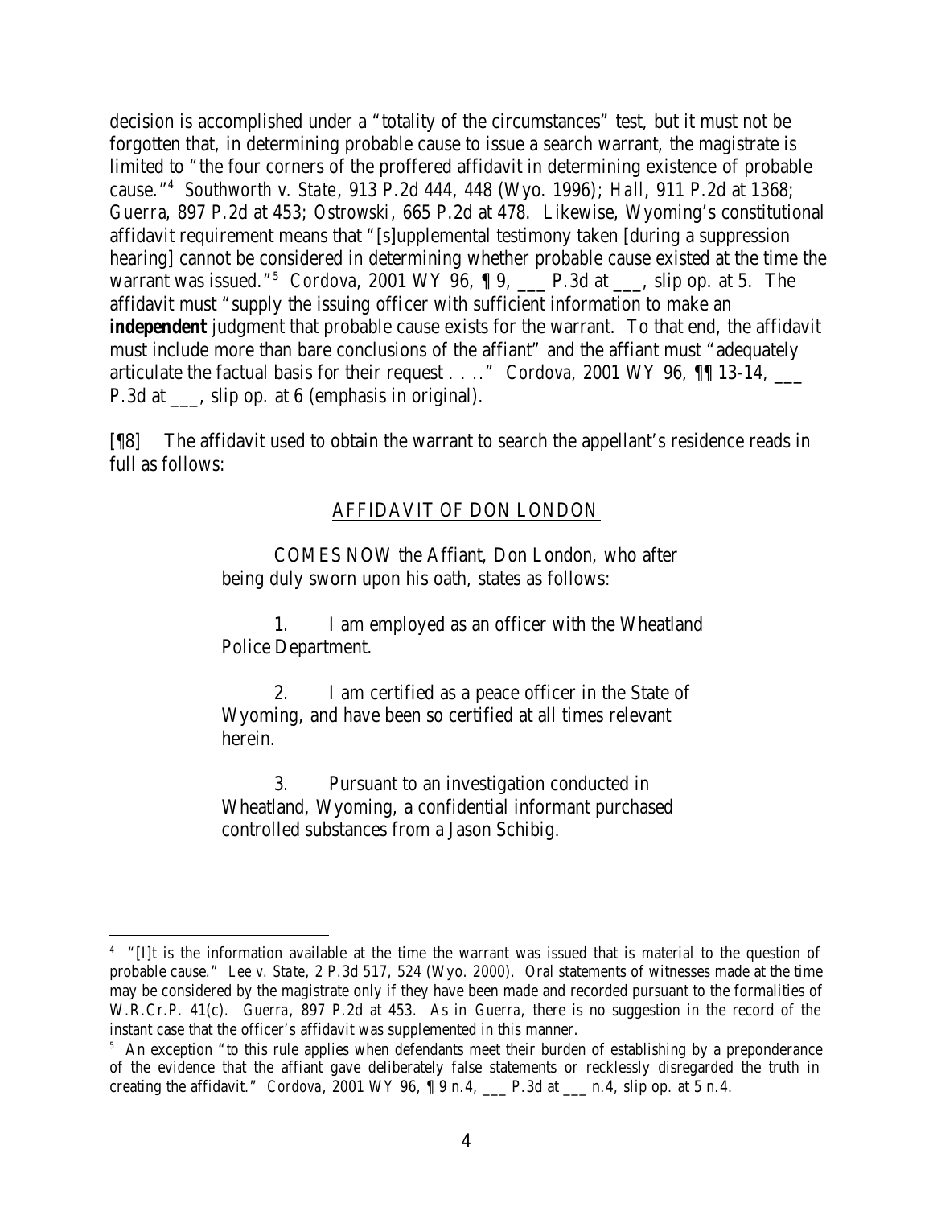decision is accomplished under a "totality of the circumstances" test, but it must not be forgotten that, in determining probable cause to issue a search warrant, the magistrate is limited to "the four corners of the proffered affidavit in determining existence of probable cause."[4] *Southworth v. State*, 913 P.2d 444, 448 (Wyo. 1996); *Hall*, 911 P.2d at 1368; *Guerra*, 897 P.2d at 453; *Ostrowski*, 665 P.2d at 478. Likewise, Wyoming's constitutional affidavit requirement means that "[s]upplemental testimony taken [during a suppression hearing] cannot be considered in determining whether probable cause existed at the time the warrant was issued."[5] *Cordova*, 2001 WY 96, ¶ 9, ___ P.3d at ___, slip op. at 5. The affidavit must "supply the issuing officer with sufficient information to make an **independent** judgment that probable cause exists for the warrant. To that end, the affidavit must include more than bare conclusions of the affiant" and the affiant must "adequately articulate the factual basis for their request . . . ." *Cordova*, 2001 WY 96, ¶¶ 13-14, ___ P.3d at ___, slip op. at 6 (emphasis in original).

[¶8] The affidavit used to obtain the warrant to search the appellant's residence reads in full as follows:

> <u>AFFIDAVIT OF DON LONDON</u>
>
> COMES NOW the Affiant, Don London, who after being duly sworn upon his oath, states as follows:
>
> 1. I am employed as an officer with the Wheatland Police Department.
>
> 2. I am certified as a peace officer in the State of Wyoming, and have been so certified at all times relevant herein.
>
> 3. Pursuant to an investigation conducted in Wheatland, Wyoming, a confidential informant purchased controlled substances from a Jason Schibig.

---

[4] "[I]t is the information available at the time the warrant was issued that is material to the question of probable cause." *Lee v. State*, 2 P.3d 517, 524 (Wyo. 2000). Oral statements of witnesses made at the time may be considered by the magistrate only if they have been made and recorded pursuant to the formalities of W.R.Cr.P. 41(c). *Guerra*, 897 P.2d at 453. As in *Guerra*, there is no suggestion in the record of the instant case that the officer's affidavit was supplemented in this manner.

[5] An exception "to this rule applies when defendants meet their burden of establishing by a preponderance of the evidence that the affiant gave deliberately false statements or recklessly disregarded the truth in creating the affidavit." *Cordova*, 2001 WY 96, ¶ 9 n.4, ___ P.3d at ___ n.4, slip op. at 5 n.4.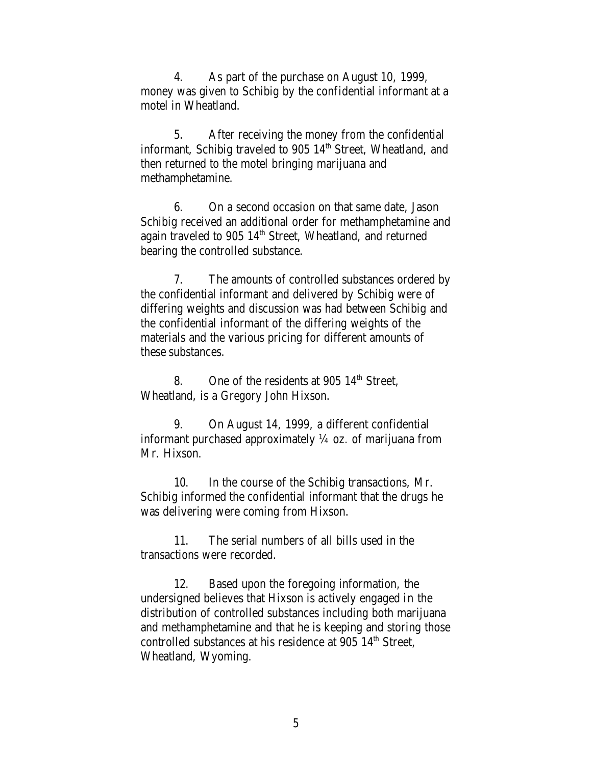4. As part of the purchase on August 10, 1999, money was given to Schibig by the confidential informant at a motel in Wheatland.

5. After receiving the money from the confidential informant, Schibig traveled to 905 14th Street, Wheatland, and then returned to the motel bringing marijuana and methamphetamine.

6. On a second occasion on that same date, Jason Schibig received an additional order for methamphetamine and again traveled to 905 14th Street, Wheatland, and returned bearing the controlled substance.

7. The amounts of controlled substances ordered by the confidential informant and delivered by Schibig were of differing weights and discussion was had between Schibig and the confidential informant of the differing weights of the materials and the various pricing for different amounts of these substances.

8. One of the residents at 905 14th Street, Wheatland, is a Gregory John Hixson.

9. On August 14, 1999, a different confidential informant purchased approximately ¼ oz. of marijuana from Mr. Hixson.

10. In the course of the Schibig transactions, Mr. Schibig informed the confidential informant that the drugs he was delivering were coming from Hixson.

11. The serial numbers of all bills used in the transactions were recorded.

12. Based upon the foregoing information, the undersigned believes that Hixson is actively engaged in the distribution of controlled substances including both marijuana and methamphetamine and that he is keeping and storing those controlled substances at his residence at 905 14th Street, Wheatland, Wyoming.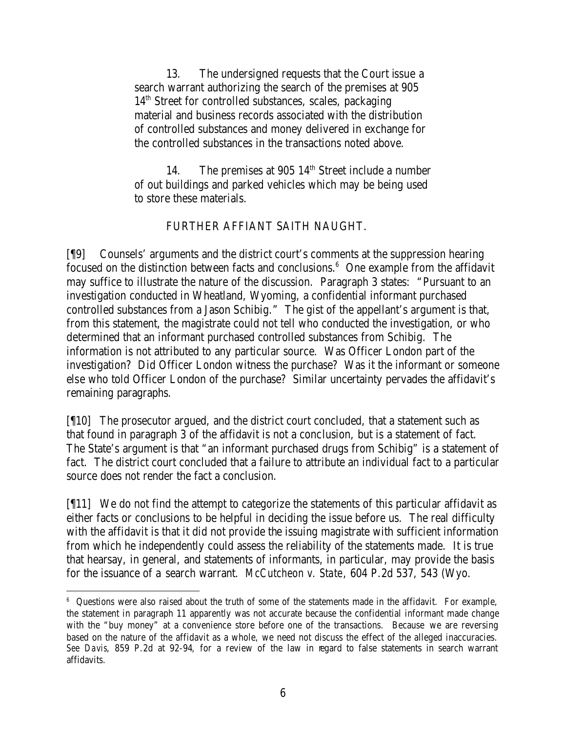> 13. The undersigned requests that the Court issue a search warrant authorizing the search of the premises at 905 14th Street for controlled substances, scales, packaging material and business records associated with the distribution of controlled substances and money delivered in exchange for the controlled substances in the transactions noted above.
>
> 14. The premises at 905 14th Street include a number of out buildings and parked vehicles which may be being used to store these materials.
>
> FURTHER AFFIANT SAITH NAUGHT.

[¶9] Counsels' arguments and the district court's comments at the suppression hearing focused on the distinction between facts and conclusions.[6] One example from the affidavit may suffice to illustrate the nature of the discussion. Paragraph 3 states: "Pursuant to an investigation conducted in Wheatland, Wyoming, a confidential informant purchased controlled substances from a Jason Schibig." The gist of the appellant's argument is that, from this statement, the magistrate could not tell who conducted the investigation, or who determined that an informant purchased controlled substances from Schibig. The information is not attributed to any particular source. Was Officer London part of the investigation? Did Officer London witness the purchase? Was it the informant or someone else who told Officer London of the purchase? Similar uncertainty pervades the affidavit's remaining paragraphs.

[¶10] The prosecutor argued, and the district court concluded, that a statement such as that found in paragraph 3 of the affidavit is not a conclusion, but is a statement of fact. The State's argument is that "an informant purchased drugs from Schibig" is a statement of fact. The district court concluded that a failure to attribute an individual fact to a particular source does not render the fact a conclusion.

[¶11] We do not find the attempt to categorize the statements of this particular affidavit as either facts or conclusions to be helpful in deciding the issue before us. The real difficulty with the affidavit is that it did not provide the issuing magistrate with sufficient information from which he independently could assess the reliability of the statements made. It is true that hearsay, in general, and statements of informants, in particular, may provide the basis for the issuance of a search warrant. *McCutcheon v. State*, 604 P.2d 537, 543 (Wyo.

---

[6] Questions were also raised about the truth of some of the statements made in the affidavit. For example, the statement in paragraph 11 apparently was not accurate because the confidential informant made change with the "buy money" at a convenience store before one of the transactions. Because we are reversing based on the nature of the affidavit as a whole, we need not discuss the effect of the alleged inaccuracies. *See Davis*, 859 P.2d at 92-94, for a review of the law in regard to false statements in search warrant affidavits.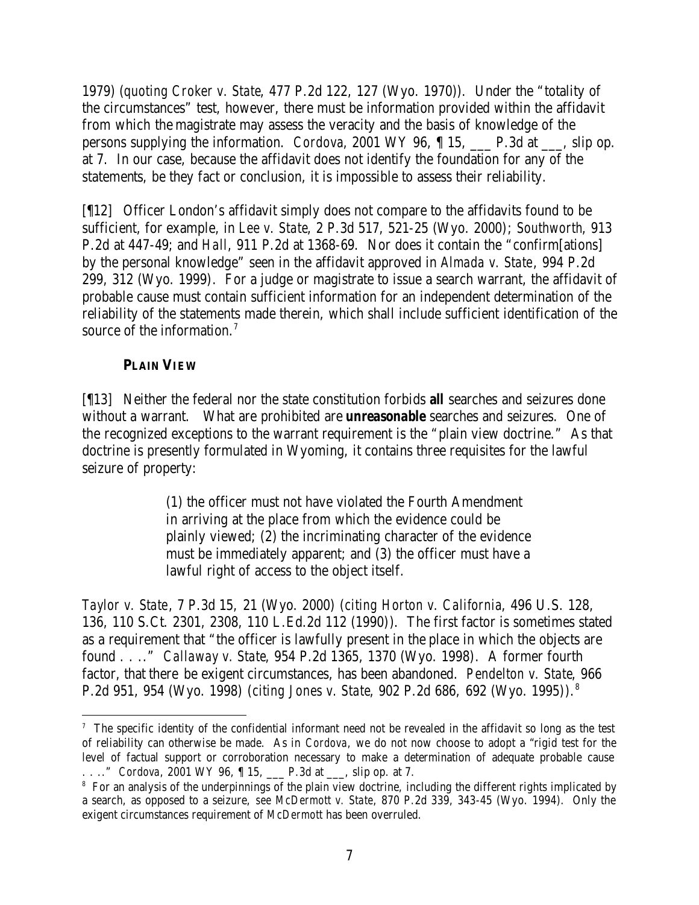1979) (*quoting Croker v. State*, 477 P.2d 122, 127 (Wyo. 1970)). Under the "totality of the circumstances" test, however, there must be information provided within the affidavit from which the magistrate may assess the veracity and the basis of knowledge of the persons supplying the information. *Cordova*, 2001 WY 96, ¶ 15, ___ P.3d at ___, slip op. at 7. In our case, because the affidavit does not identify the foundation for any of the statements, be they fact or conclusion, it is impossible to assess their reliability.

[¶12] Officer London's affidavit simply does not compare to the affidavits found to be sufficient, for example, in *Lee v. State*, 2 P.3d 517, 521-25 (Wyo. 2000); *Southworth*, 913 P.2d at 447-49; and *Hall*, 911 P.2d at 1368-69. Nor does it contain the "confirm[ations] by the personal knowledge" seen in the affidavit approved in *Almada v. State*, 994 P.2d 299, 312 (Wyo. 1999). For a judge or magistrate to issue a search warrant, the affidavit of probable cause must contain sufficient information for an independent determination of the reliability of the statements made therein, which shall include sufficient identification of the source of the information.[7]

### PLAIN VIEW

[¶13] Neither the federal nor the state constitution forbids **all** searches and seizures done without a warrant. What are prohibited are ***unreasonable*** searches and seizures. One of the recognized exceptions to the warrant requirement is the "plain view doctrine." As that doctrine is presently formulated in Wyoming, it contains three requisites for the lawful seizure of property:

> (1) the officer must not have violated the Fourth Amendment in arriving at the place from which the evidence could be plainly viewed; (2) the incriminating character of the evidence must be immediately apparent; and (3) the officer must have a lawful right of access to the object itself.

*Taylor v. State*, 7 P.3d 15, 21 (Wyo. 2000) (*citing Horton v. California*, 496 U.S. 128, 136, 110 S.Ct. 2301, 2308, 110 L.Ed.2d 112 (1990)). The first factor is sometimes stated as a requirement that "the officer is lawfully present in the place in which the objects are found . . . ." *Callaway v. State*, 954 P.2d 1365, 1370 (Wyo. 1998). A former fourth factor, that there be exigent circumstances, has been abandoned. *Pendelton v. State*, 966 P.2d 951, 954 (Wyo. 1998) (*citing Jones v. State*, 902 P.2d 686, 692 (Wyo. 1995)).[8]

---

[7] The specific identity of the confidential informant need not be revealed in the affidavit so long as the test of reliability can otherwise be made. As in *Cordova*, we do not now choose to adopt a "rigid test for the level of factual support or corroboration necessary to make a determination of adequate probable cause . . . ." *Cordova*, 2001 WY 96, ¶ 15, ___ P.3d at ___, slip op. at 7.

[8] For an analysis of the underpinnings of the plain view doctrine, including the different rights implicated by a search, as opposed to a seizure, *see McDermott v. State*, 870 P.2d 339, 343-45 (Wyo. 1994). Only the exigent circumstances requirement of *McDermott* has been overruled.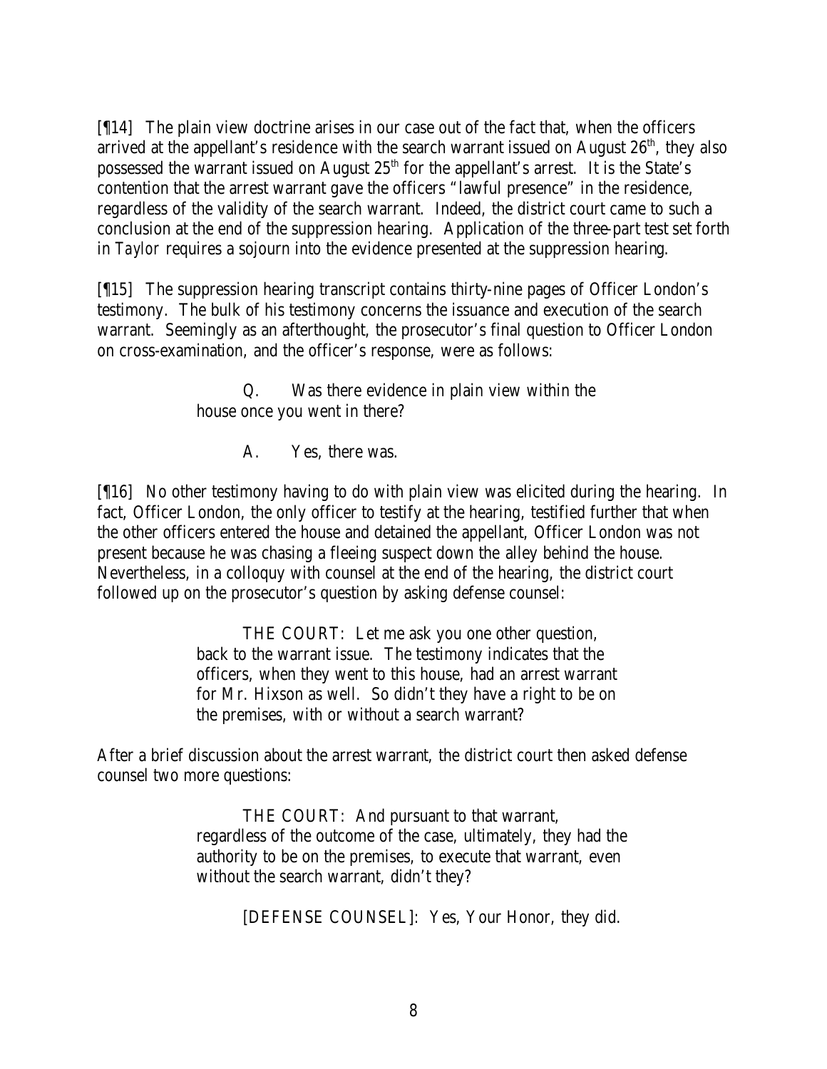[¶14] The plain view doctrine arises in our case out of the fact that, when the officers arrived at the appellant's residence with the search warrant issued on August 26th, they also possessed the warrant issued on August 25th for the appellant's arrest. It is the State's contention that the arrest warrant gave the officers "lawful presence" in the residence, regardless of the validity of the search warrant. Indeed, the district court came to such a conclusion at the end of the suppression hearing. Application of the three-part test set forth in *Taylor* requires a sojourn into the evidence presented at the suppression hearing.

[¶15] The suppression hearing transcript contains thirty-nine pages of Officer London's testimony. The bulk of his testimony concerns the issuance and execution of the search warrant. Seemingly as an afterthought, the prosecutor's final question to Officer London on cross-examination, and the officer's response, were as follows:

> Q. Was there evidence in plain view within the house once you went in there?
>
> A. Yes, there was.

[¶16] No other testimony having to do with plain view was elicited during the hearing. In fact, Officer London, the only officer to testify at the hearing, testified further that when the other officers entered the house and detained the appellant, Officer London was not present because he was chasing a fleeing suspect down the alley behind the house. Nevertheless, in a colloquy with counsel at the end of the hearing, the district court followed up on the prosecutor's question by asking defense counsel:

> THE COURT: Let me ask you one other question, back to the warrant issue. The testimony indicates that the officers, when they went to this house, had an arrest warrant for Mr. Hixson as well. So didn't they have a right to be on the premises, with or without a search warrant?

After a brief discussion about the arrest warrant, the district court then asked defense counsel two more questions:

> THE COURT: And pursuant to that warrant, regardless of the outcome of the case, ultimately, they had the authority to be on the premises, to execute that warrant, even without the search warrant, didn't they?
>
> [DEFENSE COUNSEL]: Yes, Your Honor, they did.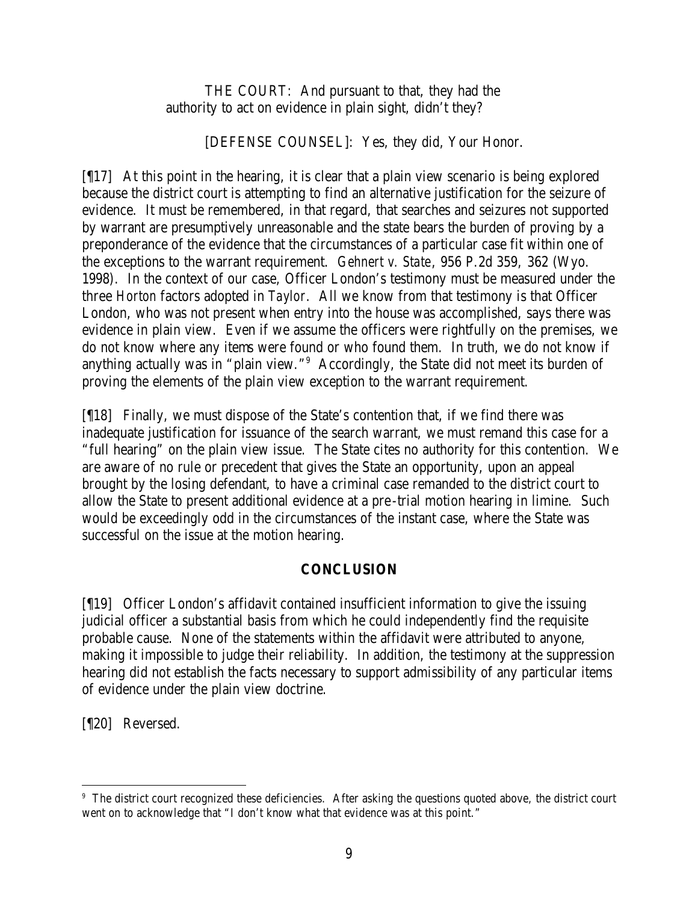THE COURT: And pursuant to that, they had the authority to act on evidence in plain sight, didn't they?

[DEFENSE COUNSEL]: Yes, they did, Your Honor.

[¶17] At this point in the hearing, it is clear that a plain view scenario is being explored because the district court is attempting to find an alternative justification for the seizure of evidence. It must be remembered, in that regard, that searches and seizures not supported by warrant are presumptively unreasonable and the state bears the burden of proving by a preponderance of the evidence that the circumstances of a particular case fit within one of the exceptions to the warrant requirement. *Gehnert v. State*, 956 P.2d 359, 362 (Wyo. 1998). In the context of our case, Officer London's testimony must be measured under the three *Horton* factors adopted in *Taylor*. All we know from that testimony is that Officer London, who was not present when entry into the house was accomplished, says there was evidence in plain view. Even if we assume the officers were rightfully on the premises, we do not know where any items were found or who found them. In truth, we do not know if anything actually was in "plain view."[9] Accordingly, the State did not meet its burden of proving the elements of the plain view exception to the warrant requirement.

[¶18] Finally, we must dispose of the State's contention that, if we find there was inadequate justification for issuance of the search warrant, we must remand this case for a "full hearing" on the plain view issue. The State cites no authority for this contention. We are aware of no rule or precedent that gives the State an opportunity, upon an appeal brought by the losing defendant, to have a criminal case remanded to the district court to allow the State to present additional evidence at a pre-trial motion hearing in limine. Such would be exceedingly odd in the circumstances of the instant case, where the State was successful on the issue at the motion hearing.

## CONCLUSION

[¶19] Officer London's affidavit contained insufficient information to give the issuing judicial officer a substantial basis from which he could independently find the requisite probable cause. None of the statements within the affidavit were attributed to anyone, making it impossible to judge their reliability. In addition, the testimony at the suppression hearing did not establish the facts necessary to support admissibility of any particular items of evidence under the plain view doctrine.

[¶20] Reversed.

---

[9] The district court recognized these deficiencies. After asking the questions quoted above, the district court went on to acknowledge that "I don't know what that evidence was at this point."